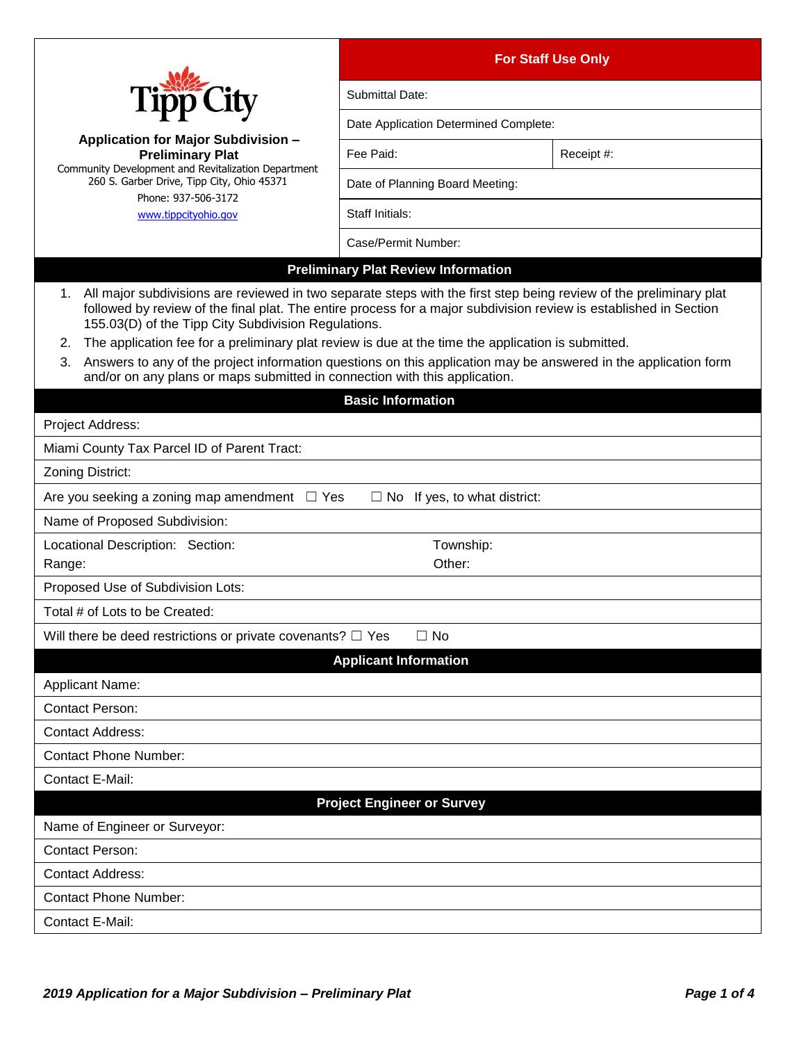**Tipp City**

## Application for Major Subdivision – Preliminary Plat

Community Development and Revitalization Department
260 S. Garber Drive, Tipp City, Ohio 45371
Phone: 937-506-3172
www.tippcityohio.gov

| For Staff Use Only | |
|---|---|
| Submittal Date: | |
| Date Application Determined Complete: | |
| Fee Paid: | Receipt #: |
| Date of Planning Board Meeting: | |
| Staff Initials: | |
| Case/Permit Number: | |

### Preliminary Plat Review Information

1. All major subdivisions are reviewed in two separate steps with the first step being review of the preliminary plat followed by review of the final plat. The entire process for a major subdivision review is established in Section 155.03(D) of the Tipp City Subdivision Regulations.
2. The application fee for a preliminary plat review is due at the time the application is submitted.
3. Answers to any of the project information questions on this application may be answered in the application form and/or on any plans or maps submitted in connection with this application.

### Basic Information

Project Address:

Miami County Tax Parcel ID of Parent Tract:

Zoning District:

Are you seeking a zoning map amendment ☐ Yes ☐ No If yes, to what district:

Name of Proposed Subdivision:

Locational Description: Section: Township:
Range: Other:

Proposed Use of Subdivision Lots:

Total # of Lots to be Created:

Will there be deed restrictions or private covenants? ☐ Yes ☐ No

### Applicant Information

Applicant Name:

Contact Person:

Contact Address:

Contact Phone Number:

Contact E-Mail:

### Project Engineer or Survey

Name of Engineer or Surveyor:

Contact Person:

Contact Address:

Contact Phone Number:

Contact E-Mail: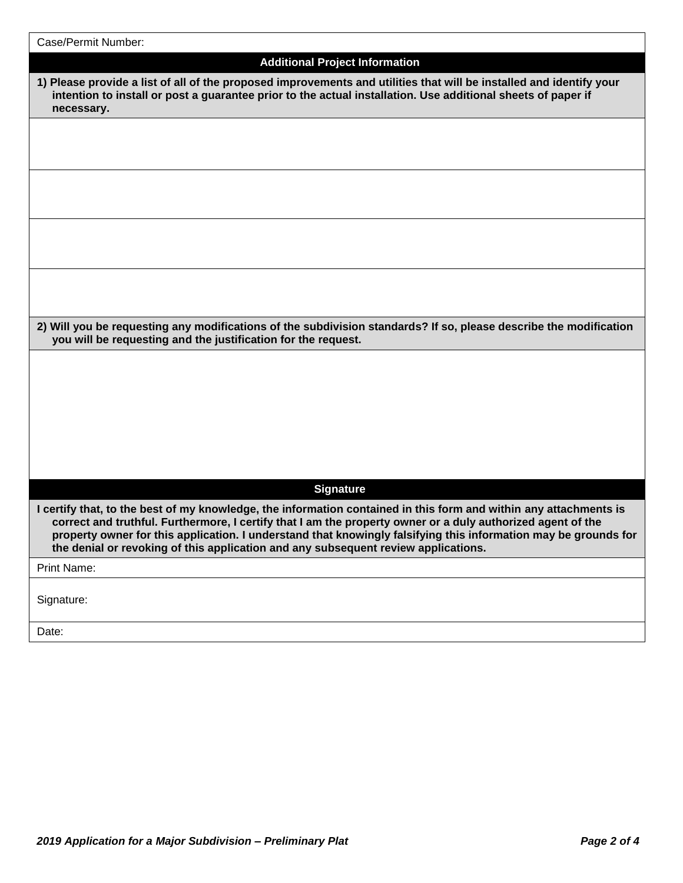Case/Permit Number:

## Additional Project Information

**1) Please provide a list of all of the proposed improvements and utilities that will be installed and identify your intention to install or post a guarantee prior to the actual installation. Use additional sheets of paper if necessary.**

**2) Will you be requesting any modifications of the subdivision standards? If so, please describe the modification you will be requesting and the justification for the request.**

## Signature

**I certify that, to the best of my knowledge, the information contained in this form and within any attachments is correct and truthful. Furthermore, I certify that I am the property owner or a duly authorized agent of the property owner for this application. I understand that knowingly falsifying this information may be grounds for the denial or revoking of this application and any subsequent review applications.**

Print Name:

Signature:

Date: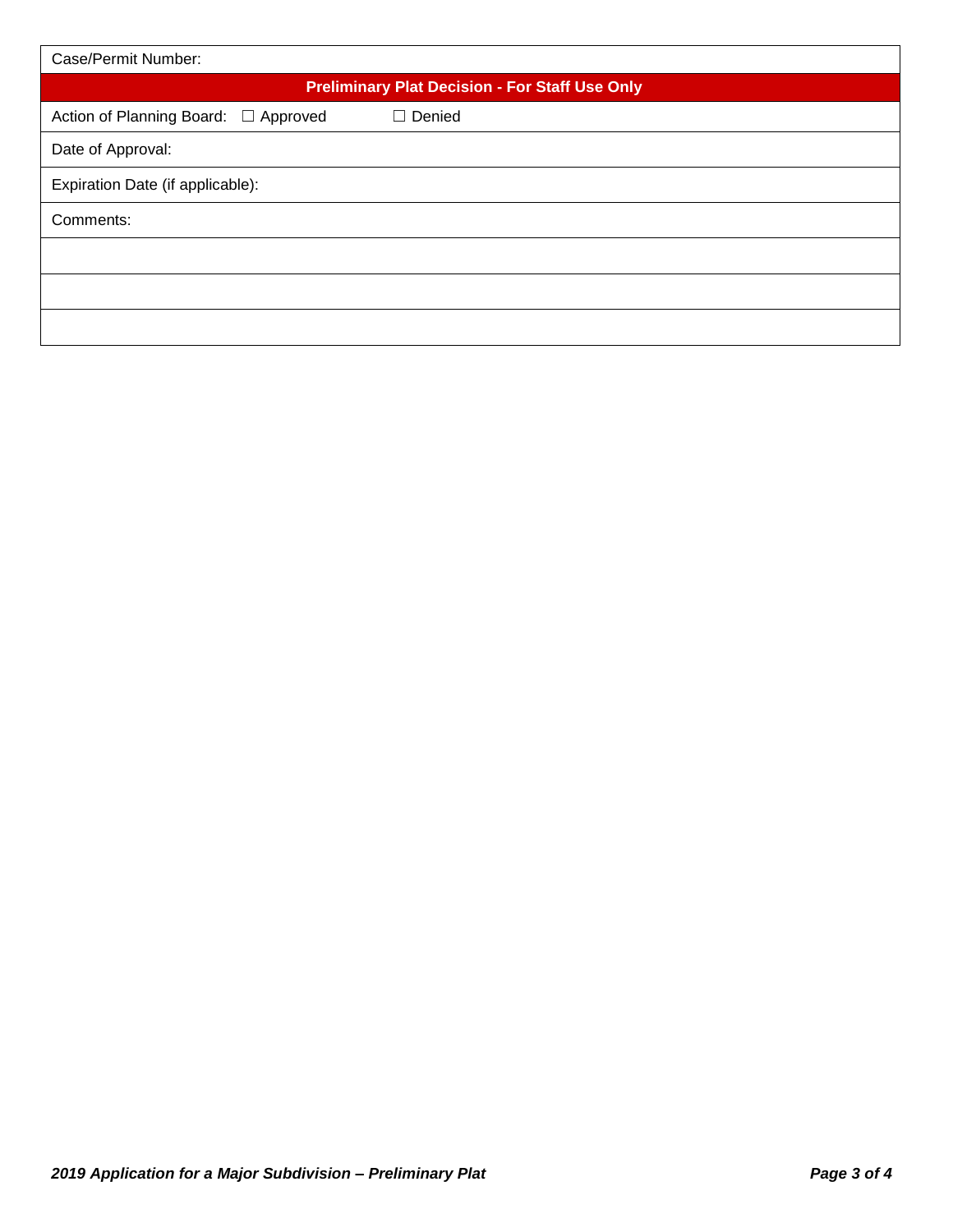| Case/Permit Number: |
|---|
| **Preliminary Plat Decision - For Staff Use Only** |
| Action of Planning Board: ☐ Approved ☐ Denied |
| Date of Approval: |
| Expiration Date (if applicable): |
| Comments: |
| |
| |
| |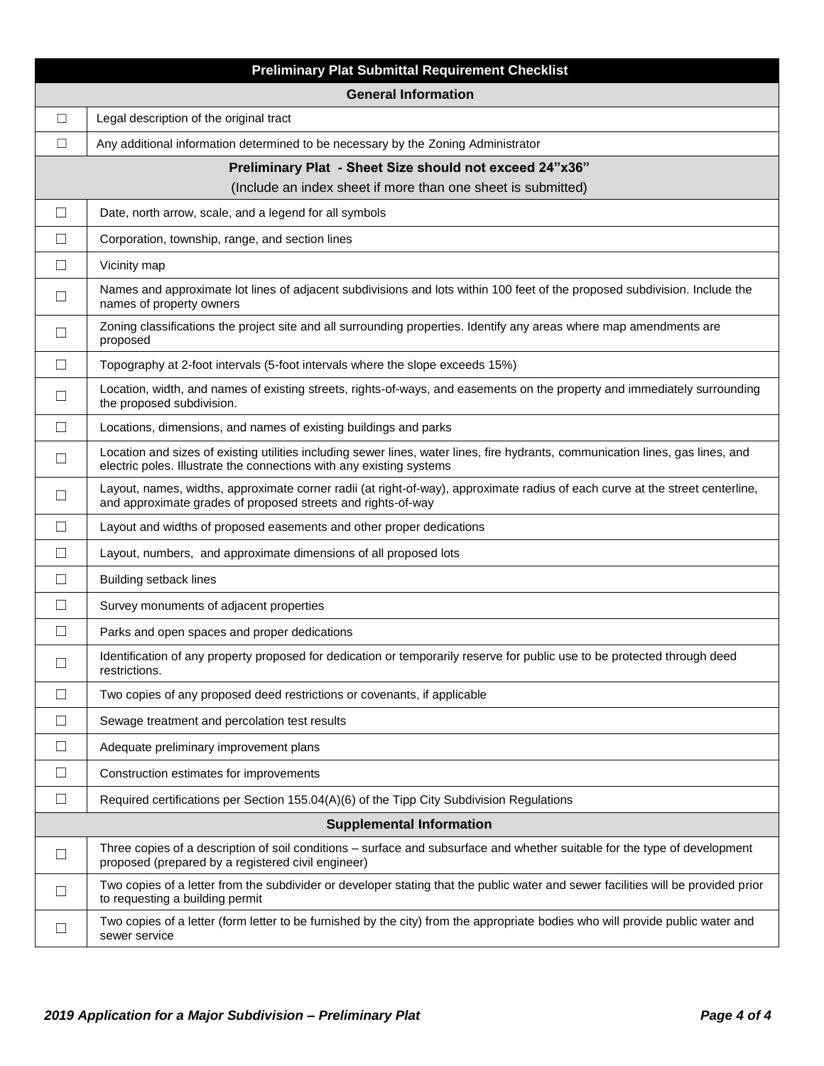| Preliminary Plat Submittal Requirement Checklist | |
|---|---|
| **General Information** | |
| ☐ | Legal description of the original tract |
| ☐ | Any additional information determined to be necessary by the Zoning Administrator |
| **Preliminary Plat - Sheet Size should not exceed 24"x36"** (Include an index sheet if more than one sheet is submitted) | |
| ☐ | Date, north arrow, scale, and a legend for all symbols |
| ☐ | Corporation, township, range, and section lines |
| ☐ | Vicinity map |
| ☐ | Names and approximate lot lines of adjacent subdivisions and lots within 100 feet of the proposed subdivision. Include the names of property owners |
| ☐ | Zoning classifications the project site and all surrounding properties. Identify any areas where map amendments are proposed |
| ☐ | Topography at 2-foot intervals (5-foot intervals where the slope exceeds 15%) |
| ☐ | Location, width, and names of existing streets, rights-of-ways, and easements on the property and immediately surrounding the proposed subdivision. |
| ☐ | Locations, dimensions, and names of existing buildings and parks |
| ☐ | Location and sizes of existing utilities including sewer lines, water lines, fire hydrants, communication lines, gas lines, and electric poles. Illustrate the connections with any existing systems |
| ☐ | Layout, names, widths, approximate corner radii (at right-of-way), approximate radius of each curve at the street centerline, and approximate grades of proposed streets and rights-of-way |
| ☐ | Layout and widths of proposed easements and other proper dedications |
| ☐ | Layout, numbers, and approximate dimensions of all proposed lots |
| ☐ | Building setback lines |
| ☐ | Survey monuments of adjacent properties |
| ☐ | Parks and open spaces and proper dedications |
| ☐ | Identification of any property proposed for dedication or temporarily reserve for public use to be protected through deed restrictions. |
| ☐ | Two copies of any proposed deed restrictions or covenants, if applicable |
| ☐ | Sewage treatment and percolation test results |
| ☐ | Adequate preliminary improvement plans |
| ☐ | Construction estimates for improvements |
| ☐ | Required certifications per Section 155.04(A)(6) of the Tipp City Subdivision Regulations |
| **Supplemental Information** | |
| ☐ | Three copies of a description of soil conditions – surface and subsurface and whether suitable for the type of development proposed (prepared by a registered civil engineer) |
| ☐ | Two copies of a letter from the subdivider or developer stating that the public water and sewer facilities will be provided prior to requesting a building permit |
| ☐ | Two copies of a letter (form letter to be furnished by the city) from the appropriate bodies who will provide public water and sewer service |